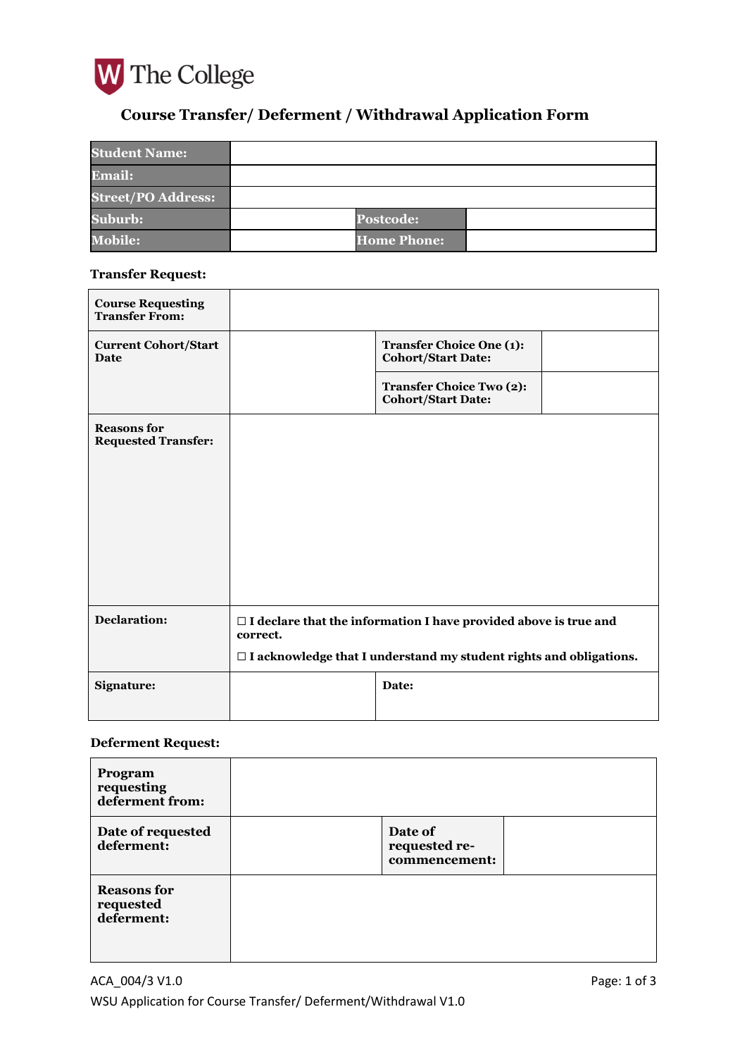The College

# Course Transfer/ Deferment / Withdrawal Application Form

| Student Name: | | | |
|---|---|---|---|
| Email: | | | |
| Street/PO Address: | | | |
| Suburb: | | Postcode: | |
| Mobile: | | Home Phone: | |

**Transfer Request:**

| Course Requesting Transfer From: | | | |
|---|---|---|---|
| Current Cohort/Start Date | | Transfer Choice One (1): Cohort/Start Date: | |
| | | Transfer Choice Two (2): Cohort/Start Date: | |
| Reasons for Requested Transfer: | | | |
| Declaration: | ☐ I declare that the information I have provided above is true and correct.<br>☐ I acknowledge that I understand my student rights and obligations. | | |
| Signature: | | Date: | |

**Deferment Request:**

| Program requesting deferment from: | | | |
|---|---|---|---|
| Date of requested deferment: | | Date of requested re-commencement: | |
| Reasons for requested deferment: | | | |

ACA_004/3 V1.0

WSU Application for Course Transfer/ Deferment/Withdrawal V1.0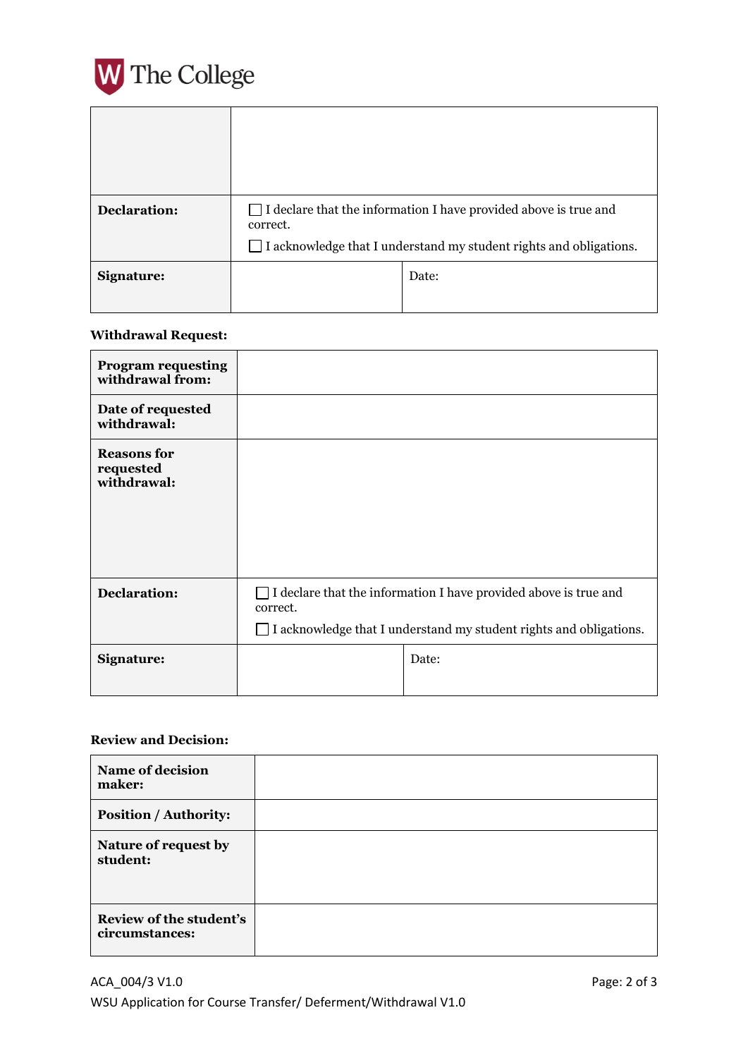| | |
|---|---|
| | |
| **Declaration:** | ☐ I declare that the information I have provided above is true and correct.<br>☐ I acknowledge that I understand my student rights and obligations. |
| **Signature:** | | Date: |

**Withdrawal Request:**

| | |
|---|---|
| **Program requesting withdrawal from:** | |
| **Date of requested withdrawal:** | |
| **Reasons for requested withdrawal:** | |
| **Declaration:** | ☐ I declare that the information I have provided above is true and correct.<br>☐ I acknowledge that I understand my student rights and obligations. |
| **Signature:** | | Date: |

**Review and Decision:**

| | |
|---|---|
| **Name of decision maker:** | |
| **Position / Authority:** | |
| **Nature of request by student:** | |
| **Review of the student's circumstances:** | |

ACA_004/3 V1.0

WSU Application for Course Transfer/ Deferment/Withdrawal V1.0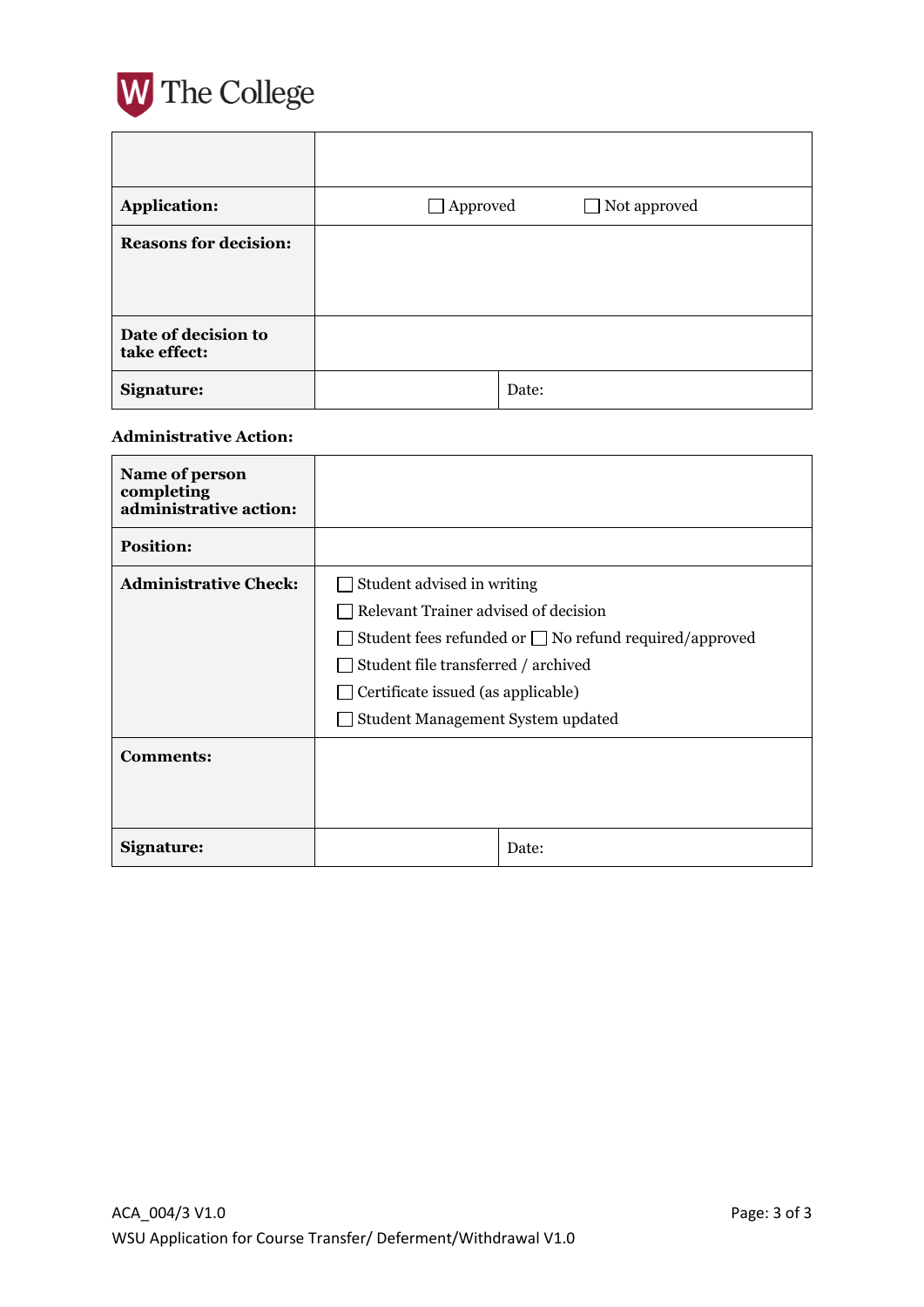The College

| | | |
|---|---|---|
| | | |
| **Application:** | ☐ Approved ☐ Not approved | |
| **Reasons for decision:** | | |
| **Date of decision to take effect:** | | |
| **Signature:** | | Date: |

**Administrative Action:**

| | | |
|---|---|---|
| **Name of person completing administrative action:** | | |
| **Position:** | | |
| **Administrative Check:** | ☐ Student advised in writing<br>☐ Relevant Trainer advised of decision<br>☐ Student fees refunded or ☐ No refund required/approved<br>☐ Student file transferred / archived<br>☐ Certificate issued (as applicable)<br>☐ Student Management System updated | |
| **Comments:** | | |
| **Signature:** | | Date: |

ACA_004/3 V1.0

WSU Application for Course Transfer/ Deferment/Withdrawal V1.0